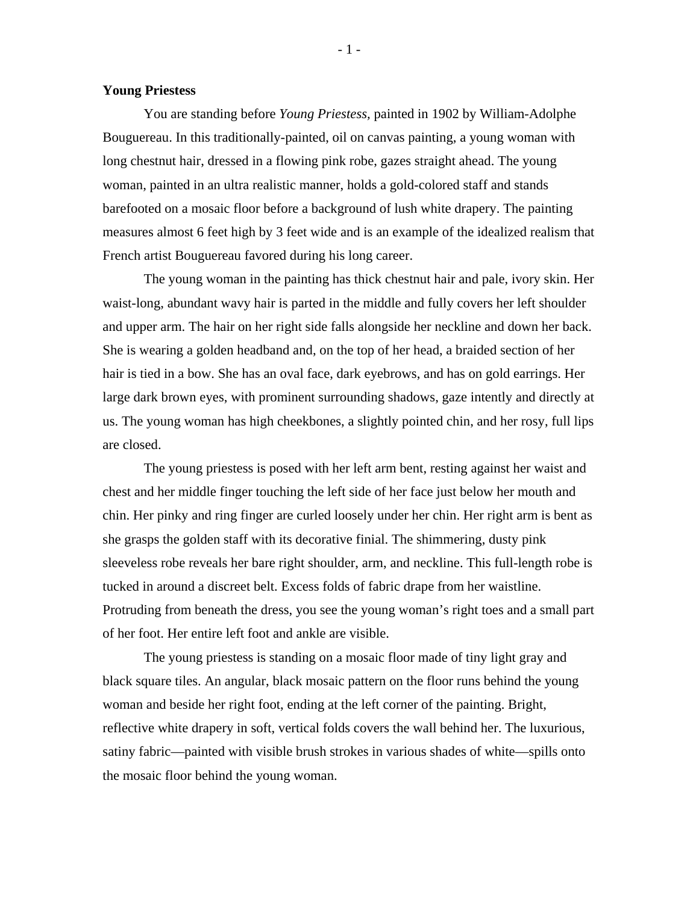**Young Priestess**

You are standing before *Young Priestess,* painted in 1902 by William-Adolphe Bouguereau. In this traditionally-painted, oil on canvas painting, a young woman with long chestnut hair, dressed in a flowing pink robe, gazes straight ahead. The young woman, painted in an ultra realistic manner, holds a gold-colored staff and stands barefooted on a mosaic floor before a background of lush white drapery. The painting measures almost 6 feet high by 3 feet wide and is an example of the idealized realism that French artist Bouguereau favored during his long career.

The young woman in the painting has thick chestnut hair and pale, ivory skin. Her waist-long, abundant wavy hair is parted in the middle and fully covers her left shoulder and upper arm. The hair on her right side falls alongside her neckline and down her back. She is wearing a golden headband and, on the top of her head, a braided section of her hair is tied in a bow. She has an oval face, dark eyebrows, and has on gold earrings. Her large dark brown eyes, with prominent surrounding shadows, gaze intently and directly at us. The young woman has high cheekbones, a slightly pointed chin, and her rosy, full lips are closed.

The young priestess is posed with her left arm bent, resting against her waist and chest and her middle finger touching the left side of her face just below her mouth and chin. Her pinky and ring finger are curled loosely under her chin. Her right arm is bent as she grasps the golden staff with its decorative finial. The shimmering, dusty pink sleeveless robe reveals her bare right shoulder, arm, and neckline. This full-length robe is tucked in around a discreet belt. Excess folds of fabric drape from her waistline. Protruding from beneath the dress, you see the young woman's right toes and a small part of her foot. Her entire left foot and ankle are visible.

The young priestess is standing on a mosaic floor made of tiny light gray and black square tiles. An angular, black mosaic pattern on the floor runs behind the young woman and beside her right foot, ending at the left corner of the painting. Bright, reflective white drapery in soft, vertical folds covers the wall behind her. The luxurious, satiny fabric—painted with visible brush strokes in various shades of white—spills onto the mosaic floor behind the young woman.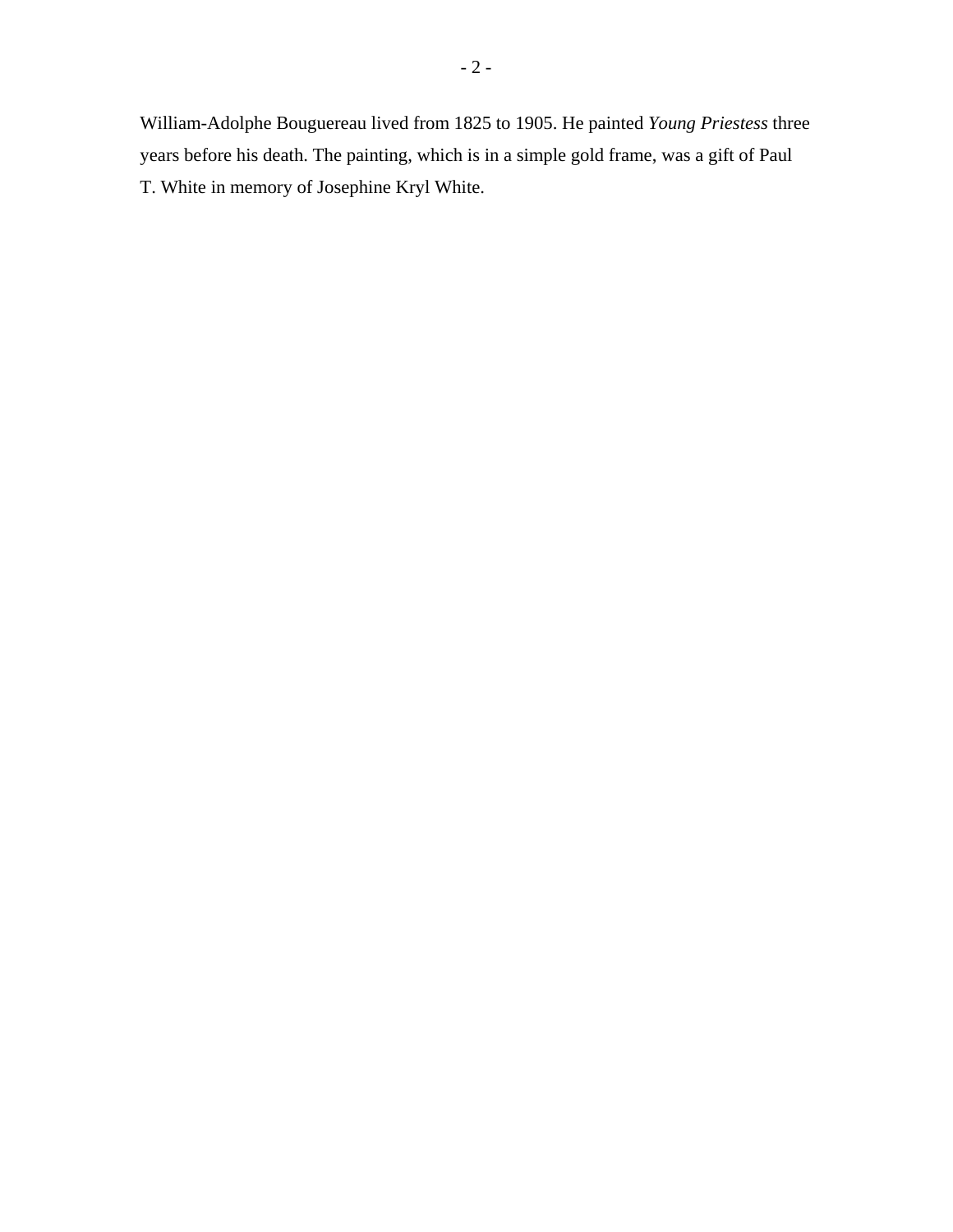William-Adolphe Bouguereau lived from 1825 to 1905. He painted *Young Priestess* three years before his death. The painting, which is in a simple gold frame, was a gift of Paul T. White in memory of Josephine Kryl White.